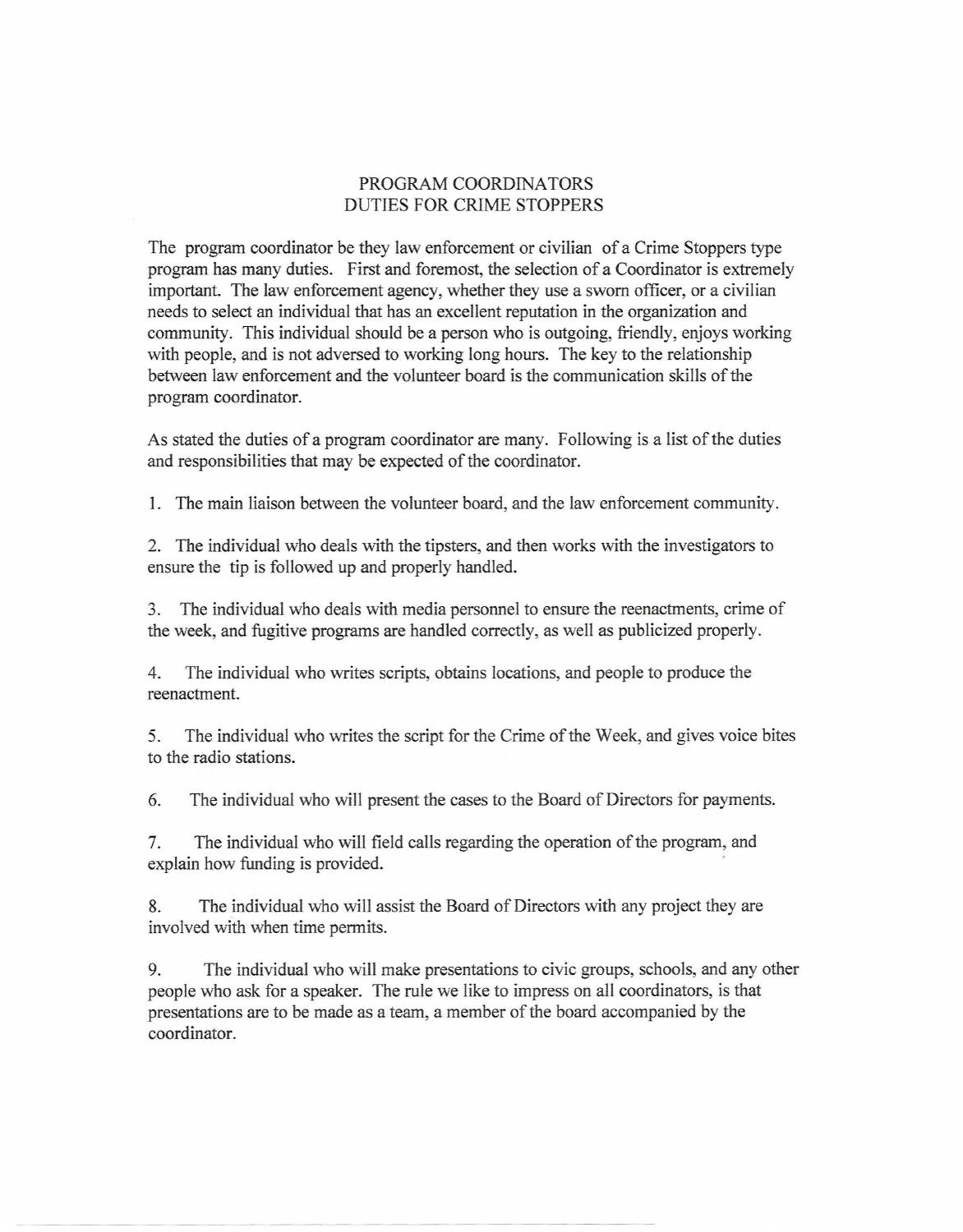# PROGRAM COORDINATORS
# DUTIES FOR CRIME STOPPERS

The program coordinator be they law enforcement or civilian of a Crime Stoppers type program has many duties. First and foremost, the selection of a Coordinator is extremely important. The law enforcement agency, whether they use a sworn officer, or a civilian needs to select an individual that has an excellent reputation in the organization and community. This individual should be a person who is outgoing, friendly, enjoys working with people, and is not adversed to working long hours. The key to the relationship between law enforcement and the volunteer board is the communication skills of the program coordinator.

As stated the duties of a program coordinator are many. Following is a list of the duties and responsibilities that may be expected of the coordinator.

1. The main liaison between the volunteer board, and the law enforcement community.

2. The individual who deals with the tipsters, and then works with the investigators to ensure the tip is followed up and properly handled.

3. The individual who deals with media personnel to ensure the reenactments, crime of the week, and fugitive programs are handled correctly, as well as publicized properly.

4. The individual who writes scripts, obtains locations, and people to produce the reenactment.

5. The individual who writes the script for the Crime of the Week, and gives voice bites to the radio stations.

6. The individual who will present the cases to the Board of Directors for payments.

7. The individual who will field calls regarding the operation of the program, and explain how funding is provided.

8. The individual who will assist the Board of Directors with any project they are involved with when time permits.

9. The individual who will make presentations to civic groups, schools, and any other people who ask for a speaker. The rule we like to impress on all coordinators, is that presentations are to be made as a team, a member of the board accompanied by the coordinator.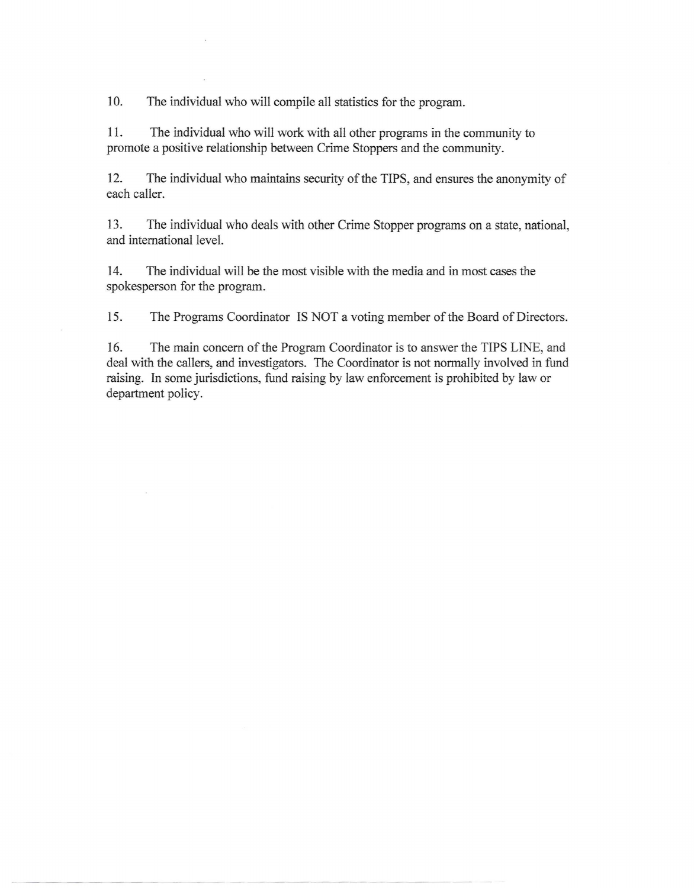10. The individual who will compile all statistics for the program.

11. The individual who will work with all other programs in the community to promote a positive relationship between Crime Stoppers and the community.

12. The individual who maintains security of the TIPS, and ensures the anonymity of each caller.

13. The individual who deals with other Crime Stopper programs on a state, national, and international level.

14. The individual will be the most visible with the media and in most cases the spokesperson for the program.

15. The Programs Coordinator IS NOT a voting member of the Board of Directors.

16. The main concern of the Program Coordinator is to answer the TIPS LINE, and deal with the callers, and investigators. The Coordinator is not normally involved in fund raising. In some jurisdictions, fund raising by law enforcement is prohibited by law or department policy.